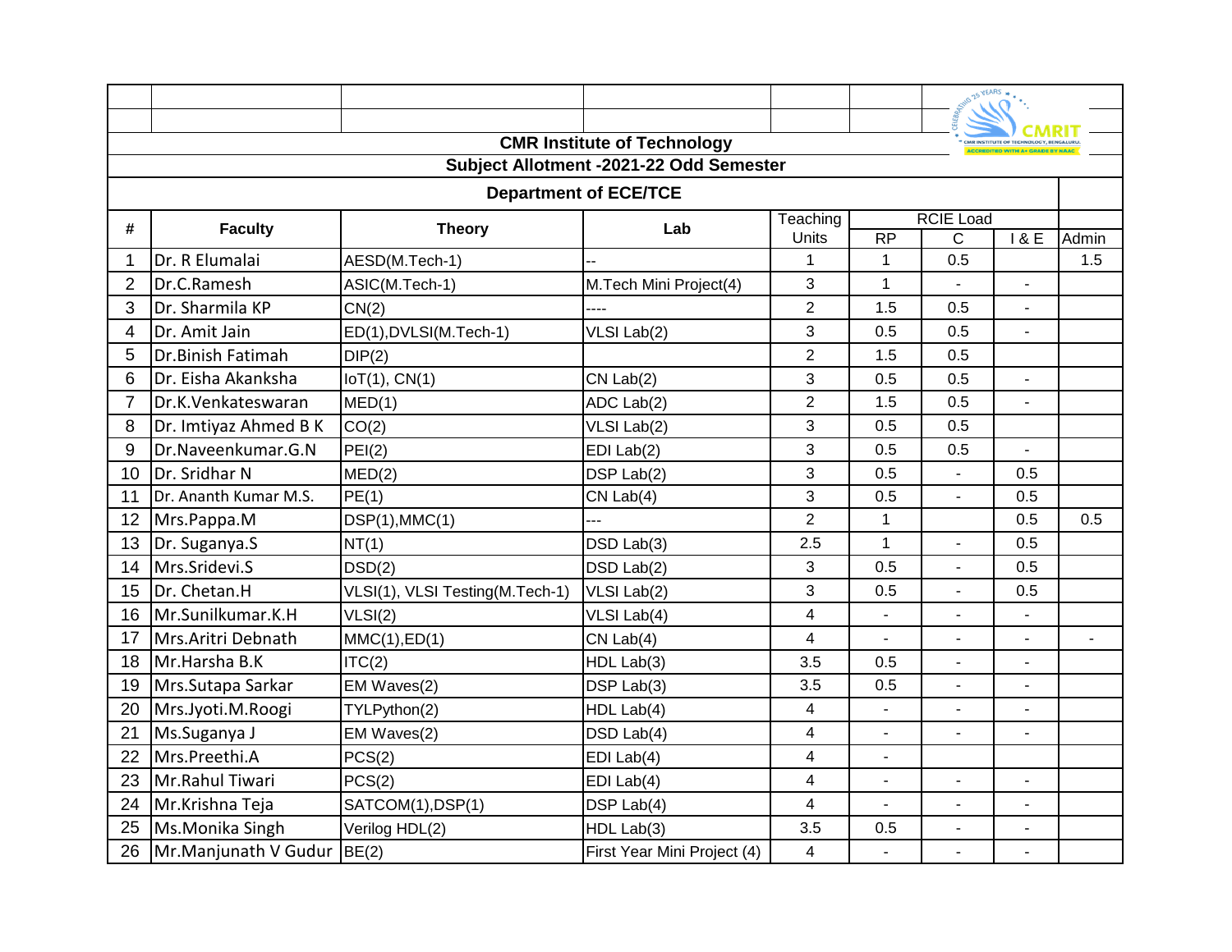**CMR Institute of Technology**

**Subject Allotment -2021-22 Odd Semester**

**Department of ECE/TCE**

| # | Faculty | Theory | Lab | Teaching Units | RCIE Load | | | |
|---|---|---|---|---|---|---|---|---|
| | | | | | RP | C | I & E | Admin |
| 1 | Dr. R Elumalai | AESD(M.Tech-1) | -- | 1 | 1 | 0.5 | | 1.5 |
| 2 | Dr.C.Ramesh | ASIC(M.Tech-1) | M.Tech Mini Project(4) | 3 | 1 | - | - | |
| 3 | Dr. Sharmila KP | CN(2) | ---- | 2 | 1.5 | 0.5 | - | |
| 4 | Dr. Amit Jain | ED(1),DVLSI(M.Tech-1) | VLSI Lab(2) | 3 | 0.5 | 0.5 | - | |
| 5 | Dr.Binish Fatimah | DIP(2) | | 2 | 1.5 | 0.5 | | |
| 6 | Dr. Eisha Akanksha | IoT(1), CN(1) | CN Lab(2) | 3 | 0.5 | 0.5 | - | |
| 7 | Dr.K.Venkateswaran | MED(1) | ADC Lab(2) | 2 | 1.5 | 0.5 | - | |
| 8 | Dr. Imtiyaz Ahmed B K | CO(2) | VLSI Lab(2) | 3 | 0.5 | 0.5 | | |
| 9 | Dr.Naveenkumar.G.N | PEI(2) | EDI Lab(2) | 3 | 0.5 | 0.5 | - | |
| 10 | Dr. Sridhar N | MED(2) | DSP Lab(2) | 3 | 0.5 | - | 0.5 | |
| 11 | Dr. Ananth Kumar M.S. | PE(1) | CN Lab(4) | 3 | 0.5 | - | 0.5 | |
| 12 | Mrs.Pappa.M | DSP(1),MMC(1) | --- | 2 | 1 | | 0.5 | 0.5 |
| 13 | Dr. Suganya.S | NT(1) | DSD Lab(3) | 2.5 | 1 | - | 0.5 | |
| 14 | Mrs.Sridevi.S | DSD(2) | DSD Lab(2) | 3 | 0.5 | - | 0.5 | |
| 15 | Dr. Chetan.H | VLSI(1), VLSI Testing(M.Tech-1) | VLSI Lab(2) | 3 | 0.5 | - | 0.5 | |
| 16 | Mr.Sunilkumar.K.H | VLSI(2) | VLSI Lab(4) | 4 | - | - | - | |
| 17 | Mrs.Aritri Debnath | MMC(1),ED(1) | CN Lab(4) | 4 | - | - | - | - |
| 18 | Mr.Harsha B.K | ITC(2) | HDL Lab(3) | 3.5 | 0.5 | - | - | |
| 19 | Mrs.Sutapa Sarkar | EM Waves(2) | DSP Lab(3) | 3.5 | 0.5 | - | - | |
| 20 | Mrs.Jyoti.M.Roogi | TYLPython(2) | HDL Lab(4) | 4 | - | - | - | |
| 21 | Ms.Suganya J | EM Waves(2) | DSD Lab(4) | 4 | - | - | - | |
| 22 | Mrs.Preethi.A | PCS(2) | EDI Lab(4) | 4 | - | | | |
| 23 | Mr.Rahul Tiwari | PCS(2) | EDI Lab(4) | 4 | - | - | - | |
| 24 | Mr.Krishna Teja | SATCOM(1),DSP(1) | DSP Lab(4) | 4 | - | - | - | |
| 25 | Ms.Monika Singh | Verilog HDL(2) | HDL Lab(3) | 3.5 | 0.5 | - | - | |
| 26 | Mr.Manjunath V Gudur | BE(2) | First Year Mini Project (4) | 4 | - | - | - | |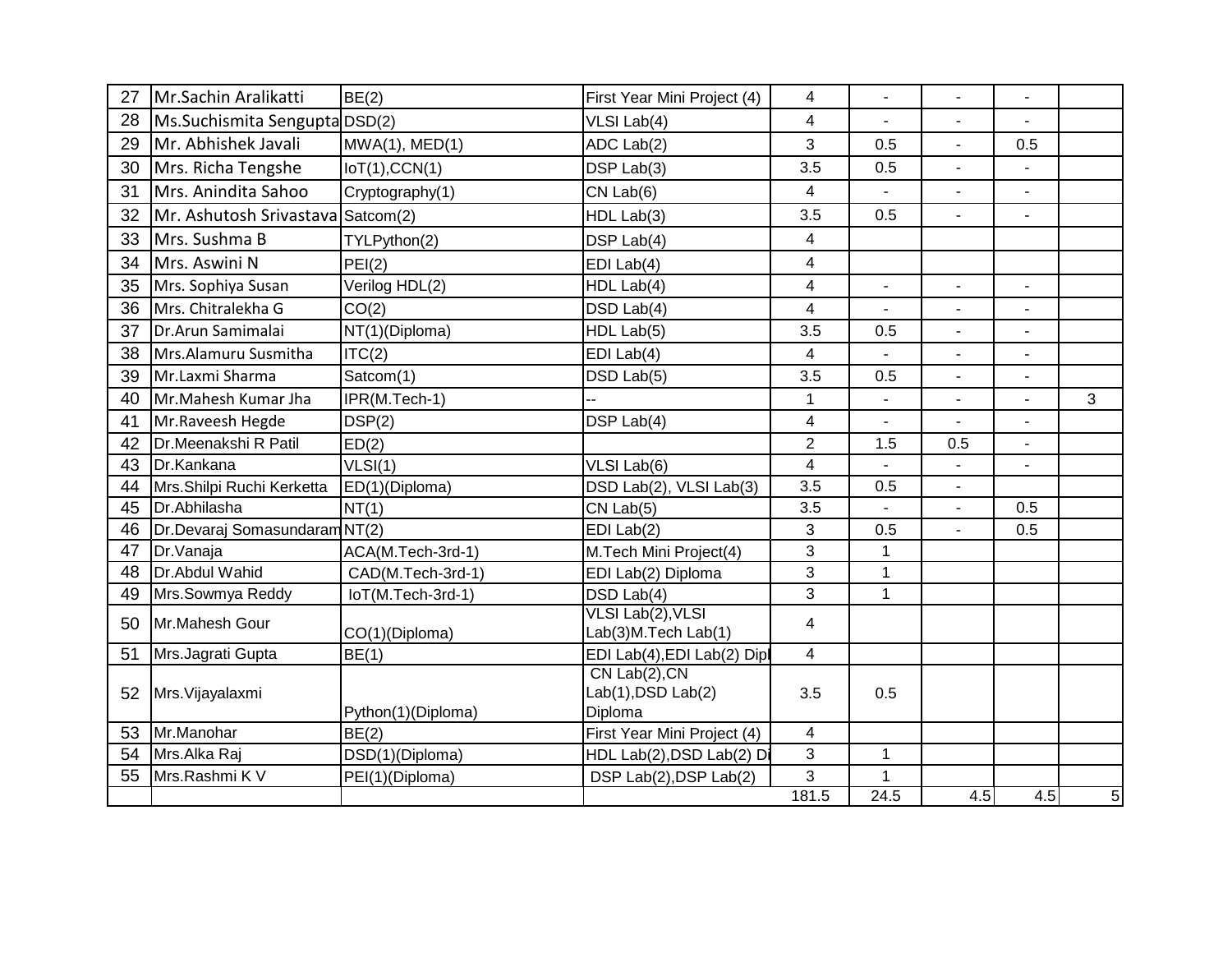| | | | | | | | | |
|---|---|---|---|---|---|---|---|---|
| 27 | Mr.Sachin Aralikatti | BE(2) | First Year Mini Project (4) | 4 | - | - | - | |
| 28 | Ms.Suchismita Sengupta | DSD(2) | VLSI Lab(4) | 4 | - | - | - | |
| 29 | Mr. Abhishek Javali | MWA(1), MED(1) | ADC Lab(2) | 3 | 0.5 | - | 0.5 | |
| 30 | Mrs. Richa Tengshe | IoT(1),CCN(1) | DSP Lab(3) | 3.5 | 0.5 | - | - | |
| 31 | Mrs. Anindita Sahoo | Cryptography(1) | CN Lab(6) | 4 | - | - | - | |
| 32 | Mr. Ashutosh Srivastava | Satcom(2) | HDL Lab(3) | 3.5 | 0.5 | - | - | |
| 33 | Mrs. Sushma B | TYLPython(2) | DSP Lab(4) | 4 | | | | |
| 34 | Mrs. Aswini N | PEI(2) | EDI Lab(4) | 4 | | | | |
| 35 | Mrs. Sophiya Susan | Verilog HDL(2) | HDL Lab(4) | 4 | - | - | - | |
| 36 | Mrs. Chitralekha G | CO(2) | DSD Lab(4) | 4 | - | - | - | |
| 37 | Dr.Arun Samimalai | NT(1)(Diploma) | HDL Lab(5) | 3.5 | 0.5 | - | - | |
| 38 | Mrs.Alamuru Susmitha | ITC(2) | EDI Lab(4) | 4 | - | - | - | |
| 39 | Mr.Laxmi Sharma | Satcom(1) | DSD Lab(5) | 3.5 | 0.5 | - | - | |
| 40 | Mr.Mahesh Kumar Jha | IPR(M.Tech-1) | -- | 1 | - | - | - | 3 |
| 41 | Mr.Raveesh Hegde | DSP(2) | DSP Lab(4) | 4 | - | - | - | |
| 42 | Dr.Meenakshi R Patil | ED(2) | | 2 | 1.5 | 0.5 | - | |
| 43 | Dr.Kankana | VLSI(1) | VLSI Lab(6) | 4 | - | - | - | |
| 44 | Mrs.Shilpi Ruchi Kerketta | ED(1)(Diploma) | DSD Lab(2), VLSI Lab(3) | 3.5 | 0.5 | - | | |
| 45 | Dr.Abhilasha | NT(1) | CN Lab(5) | 3.5 | - | - | 0.5 | |
| 46 | Dr.Devaraj Somasundaram | NT(2) | EDI Lab(2) | 3 | 0.5 | - | 0.5 | |
| 47 | Dr.Vanaja | ACA(M.Tech-3rd-1) | M.Tech Mini Project(4) | 3 | 1 | | | |
| 48 | Dr.Abdul Wahid | CAD(M.Tech-3rd-1) | EDI Lab(2) Diploma | 3 | 1 | | | |
| 49 | Mrs.Sowmya Reddy | IoT(M.Tech-3rd-1) | DSD Lab(4) | 3 | 1 | | | |
| 50 | Mr.Mahesh Gour | CO(1)(Diploma) | VLSI Lab(2),VLSI Lab(3)M.Tech Lab(1) | 4 | | | | |
| 51 | Mrs.Jagrati Gupta | BE(1) | EDI Lab(4),EDI Lab(2) Dipl | 4 | | | | |
| 52 | Mrs.Vijayalaxmi | Python(1)(Diploma) | CN Lab(2),CN Lab(1),DSD Lab(2) Diploma | 3.5 | 0.5 | | | |
| 53 | Mr.Manohar | BE(2) | First Year Mini Project (4) | 4 | | | | |
| 54 | Mrs.Alka Raj | DSD(1)(Diploma) | HDL Lab(2),DSD Lab(2) Di | 3 | 1 | | | |
| 55 | Mrs.Rashmi K V | PEI(1)(Diploma) | DSP Lab(2),DSP Lab(2) | 3 | 1 | | | |
| | | | | 181.5 | 24.5 | 4.5 | 4.5 | 5 |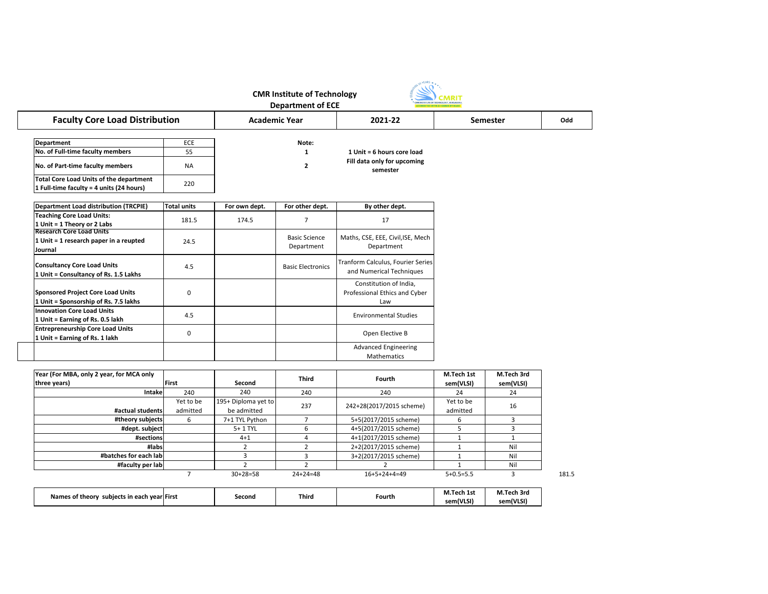# CMR Institute of Technology

## Department of ECE

| Faculty Core Load Distribution | Academic Year | 2021-22 | Semester | Odd |
|---|---|---|---|---|

| Department | ECE |
|---|---|
| No. of Full-time faculty members | 55 |
| No. of Part-time faculty members | NA |
| Total Core Load Units of the department<br>1 Full-time faculty = 4 units (24 hours) | 220 |

**Note:**

1. 1 Unit = 6 hours core load
2. Fill data only for upcoming semester

| Department Load distribution (TRCPIE) | Total units | For own dept. | For other dept. | By other dept. |
|---|---|---|---|---|
| Teaching Core Load Units:<br>1 Unit = 1 Theory or 2 Labs | 181.5 | 174.5 | 7 | 17 |
| Research Core Load Units<br>1 Unit = 1 research paper in a reupted Journal | 24.5 | | Basic Science Department | Maths, CSE, EEE, Civil,ISE, Mech Department |
| Consultancy Core Load Units<br>1 Unit = Consultancy of Rs. 1.5 Lakhs | 4.5 | | Basic Electronics | Tranform Calculus, Fourier Series and Numerical Techniques |
| Sponsored Project Core Load Units<br>1 Unit = Sponsorship of Rs. 7.5 lakhs | 0 | | | Constitution of India, Professional Ethics and Cyber Law |
| Innovation Core Load Units<br>1 Unit = Earning of Rs. 0.5 lakh | 4.5 | | | Environmental Studies |
| Entrepreneurship Core Load Units<br>1 Unit = Earning of Rs. 1 lakh | 0 | | | Open Elective B |
| | | | | Advanced Engineering Mathematics |

| Year (For MBA, only 2 year, for MCA only three years) | First | Second | Third | Fourth | M.Tech 1st sem(VLSI) | M.Tech 3rd sem(VLSI) | |
|---|---|---|---|---|---|---|---|
| Intake | 240 | 240 | 240 | 240 | 24 | 24 | |
| #actual students | Yet to be admitted | 195+ Diploma yet to be admitted | 237 | 242+28(2017/2015 scheme) | Yet to be admitted | 16 | |
| #theory subjects | 6 | 7+1 TYL Python | 7 | 5+5(2017/2015 scheme) | 6 | 3 | |
| #dept. subject | | 5+ 1 TYL | 6 | 4+5(2017/2015 scheme) | 5 | 3 | |
| #sections | | 4+1 | 4 | 4+1(2017/2015 scheme) | 1 | 1 | |
| #labs | | 2 | 2 | 2+2(2017/2015 scheme) | 1 | Nil | |
| #batches for each lab | | 3 | 3 | 3+2(2017/2015 scheme) | 1 | Nil | |
| #faculty per lab | | 2 | 2 | 2 | 1 | Nil | |
| | 7 | 30+28=58 | 24+24=48 | 16+5+24+4=49 | 5+0.5=5.5 | 3 | 181.5 |

| Names of theory subjects in each year | First | Second | Third | Fourth | M.Tech 1st sem(VLSI) | M.Tech 3rd sem(VLSI) |
|---|---|---|---|---|---|---|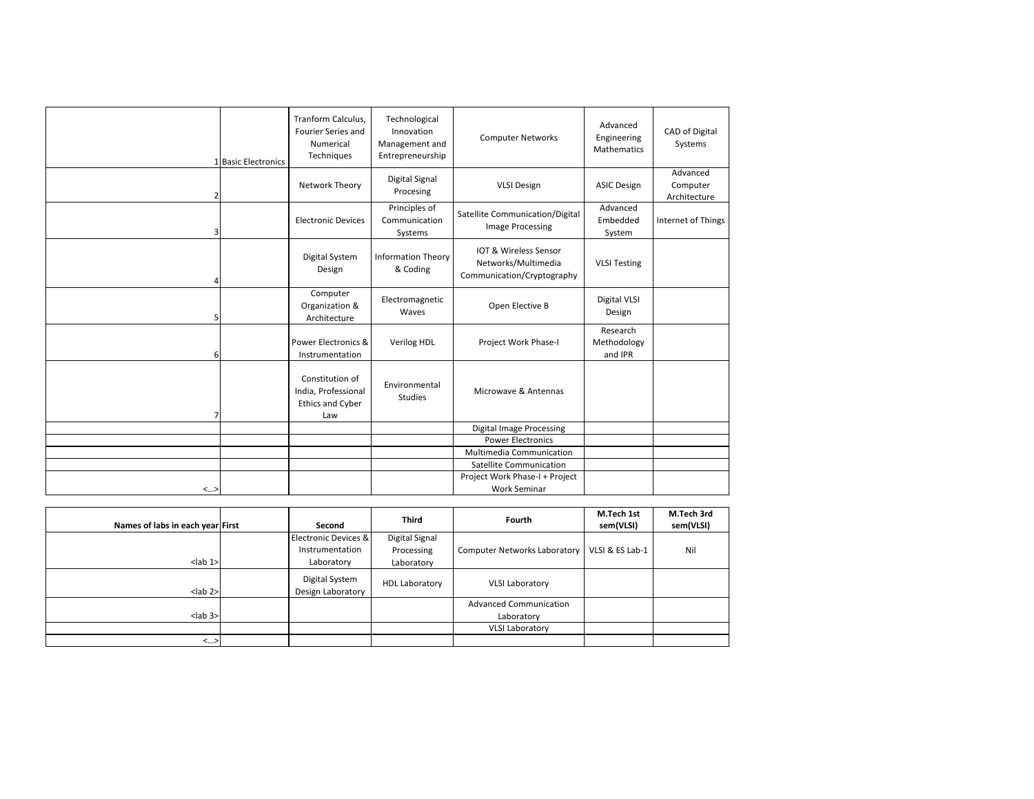| | | | | | | |
|---|---|---|---|---|---|---|
| 1 | Basic Electronics | Tranform Calculus, Fourier Series and Numerical Techniques | Technological Innovation Management and Entrepreneurship | Computer Networks | Advanced Engineering Mathematics | CAD of Digital Systems |
| 2 | | Network Theory | Digital Signal Procesing | VLSI Design | ASIC Design | Advanced Computer Architecture |
| 3 | | Electronic Devices | Principles of Communication Systems | Satellite Communication/Digital Image Processing | Advanced Embedded System | Internet of Things |
| 4 | | Digital System Design | Information Theory & Coding | IOT & Wireless Sensor Networks/Multimedia Communication/Cryptography | VLSI Testing | |
| 5 | | Computer Organization & Architecture | Electromagnetic Waves | Open Elective B | Digital VLSI Design | |
| 6 | | Power Electronics & Instrumentation | Verilog HDL | Project Work Phase-I | Research Methodology and IPR | |
| 7 | | Constitution of India, Professional Ethics and Cyber Law | Environmental Studies | Microwave & Antennas | | |
| | | | | Digital Image Processing | | |
| | | | | Power Electronics | | |
| | | | | Multimedia Communication | | |
| | | | | Satellite Communication | | |
| <...> | | | | Project Work Phase-I + Project Work Seminar | | |

| Names of labs in each year | First | Second | Third | Fourth | M.Tech 1st sem(VLSI) | M.Tech 3rd sem(VLSI) |
|---|---|---|---|---|---|---|
| <lab 1> | | Electronic Devices & Instrumentation Laboratory | Digital Signal Processing Laboratory | Computer Networks Laboratory | VLSI & ES Lab-1 | Nil |
| <lab 2> | | Digital System Design Laboratory | HDL Laboratory | VLSI Laboratory | | |
| <lab 3> | | | | Advanced Communication Laboratory | | |
| | | | | VLSI Laboratory | | |
| <...> | | | | | | |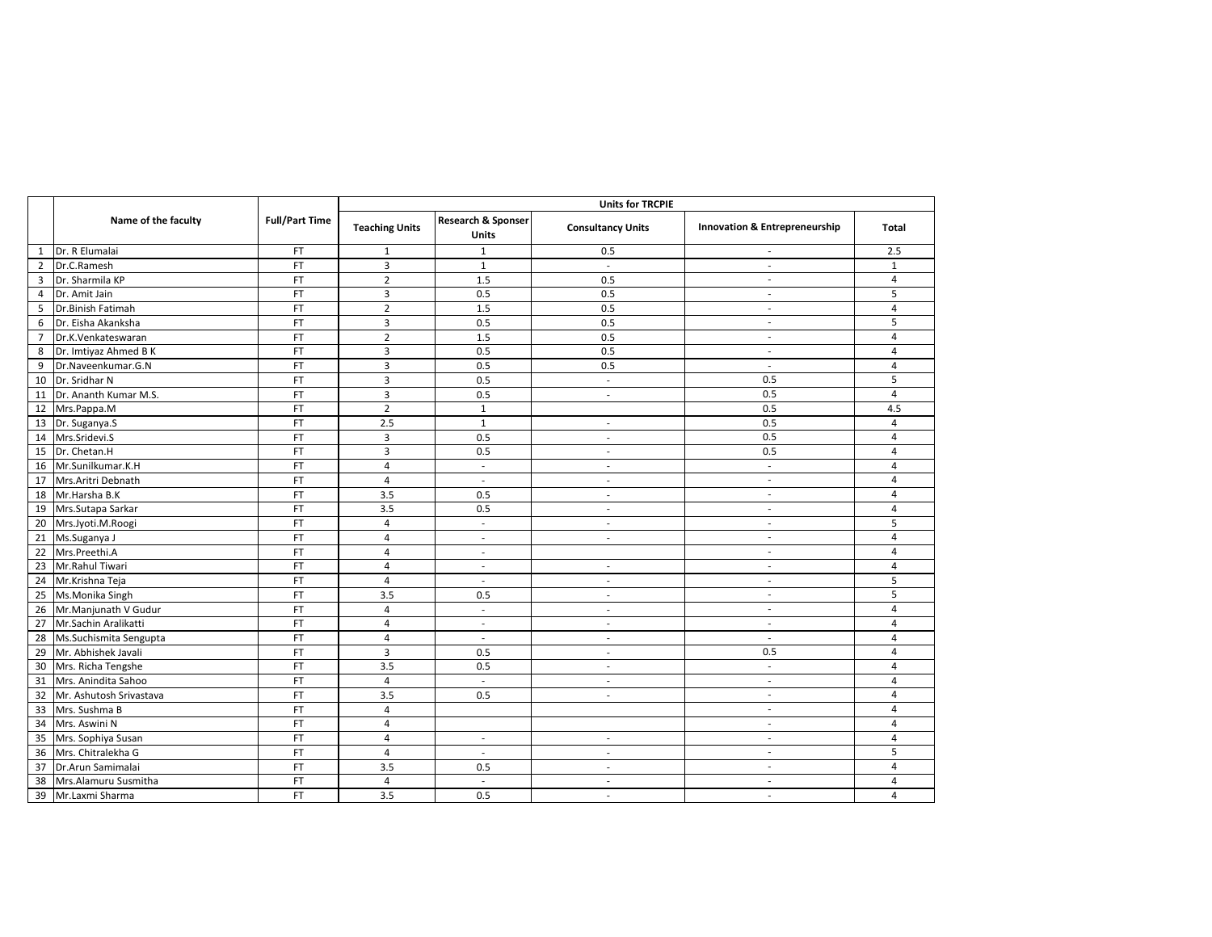| | Name of the faculty | Full/Part Time | Units for TRCPIE | | | | |
|---|---|---|---|---|---|---|---|
| | | | Teaching Units | Research & Sponser Units | Consultancy Units | Innovation & Entrepreneurship | Total |
| 1 | Dr. R Elumalai | FT | 1 | 1 | 0.5 | - | 2.5 |
| 2 | Dr.C.Ramesh | FT | 3 | 1 | - | - | 1 |
| 3 | Dr. Sharmila KP | FT | 2 | 1.5 | 0.5 | - | 4 |
| 4 | Dr. Amit Jain | FT | 3 | 0.5 | 0.5 | - | 5 |
| 5 | Dr.Binish Fatimah | FT | 2 | 1.5 | 0.5 | - | 4 |
| 6 | Dr. Eisha Akanksha | FT | 3 | 0.5 | 0.5 | - | 5 |
| 7 | Dr.K.Venkateswaran | FT | 2 | 1.5 | 0.5 | - | 4 |
| 8 | Dr. Imtiyaz Ahmed B K | FT | 3 | 0.5 | 0.5 | - | 4 |
| 9 | Dr.Naveenkumar.G.N | FT | 3 | 0.5 | 0.5 | - | 4 |
| 10 | Dr. Sridhar N | FT | 3 | 0.5 | - | 0.5 | 5 |
| 11 | Dr. Ananth Kumar M.S. | FT | 3 | 0.5 | - | 0.5 | 4 |
| 12 | Mrs.Pappa.M | FT | 2 | 1 | | 0.5 | 4.5 |
| 13 | Dr. Suganya.S | FT | 2.5 | 1 | - | 0.5 | 4 |
| 14 | Mrs.Sridevi.S | FT | 3 | 0.5 | - | 0.5 | 4 |
| 15 | Dr. Chetan.H | FT | 3 | 0.5 | - | 0.5 | 4 |
| 16 | Mr.Sunilkumar.K.H | FT | 4 | - | - | - | 4 |
| 17 | Mrs.Aritri Debnath | FT | 4 | - | - | - | 4 |
| 18 | Mr.Harsha B.K | FT | 3.5 | 0.5 | - | - | 4 |
| 19 | Mrs.Sutapa Sarkar | FT | 3.5 | 0.5 | - | - | 4 |
| 20 | Mrs.Jyoti.M.Roogi | FT | 4 | - | - | - | 5 |
| 21 | Ms.Suganya J | FT | 4 | - | - | - | 4 |
| 22 | Mrs.Preethi.A | FT | 4 | - | | - | 4 |
| 23 | Mr.Rahul Tiwari | FT | 4 | - | - | - | 4 |
| 24 | Mr.Krishna Teja | FT | 4 | - | - | - | 5 |
| 25 | Ms.Monika Singh | FT | 3.5 | 0.5 | - | - | 5 |
| 26 | Mr.Manjunath V Gudur | FT | 4 | - | - | - | 4 |
| 27 | Mr.Sachin Aralikatti | FT | 4 | - | - | - | 4 |
| 28 | Ms.Suchismita Sengupta | FT | 4 | - | - | - | 4 |
| 29 | Mr. Abhishek Javali | FT | 3 | 0.5 | - | 0.5 | 4 |
| 30 | Mrs. Richa Tengshe | FT | 3.5 | 0.5 | - | - | 4 |
| 31 | Mrs. Anindita Sahoo | FT | 4 | - | - | - | 4 |
| 32 | Mr. Ashutosh Srivastava | FT | 3.5 | 0.5 | - | - | 4 |
| 33 | Mrs. Sushma B | FT | 4 | | | - | 4 |
| 34 | Mrs. Aswini N | FT | 4 | | | - | 4 |
| 35 | Mrs. Sophiya Susan | FT | 4 | - | - | - | 4 |
| 36 | Mrs. Chitralekha G | FT | 4 | - | - | - | 5 |
| 37 | Dr.Arun Samimalai | FT | 3.5 | 0.5 | - | - | 4 |
| 38 | Mrs.Alamuru Susmitha | FT | 4 | - | - | - | 4 |
| 39 | Mr.Laxmi Sharma | FT | 3.5 | 0.5 | - | - | 4 |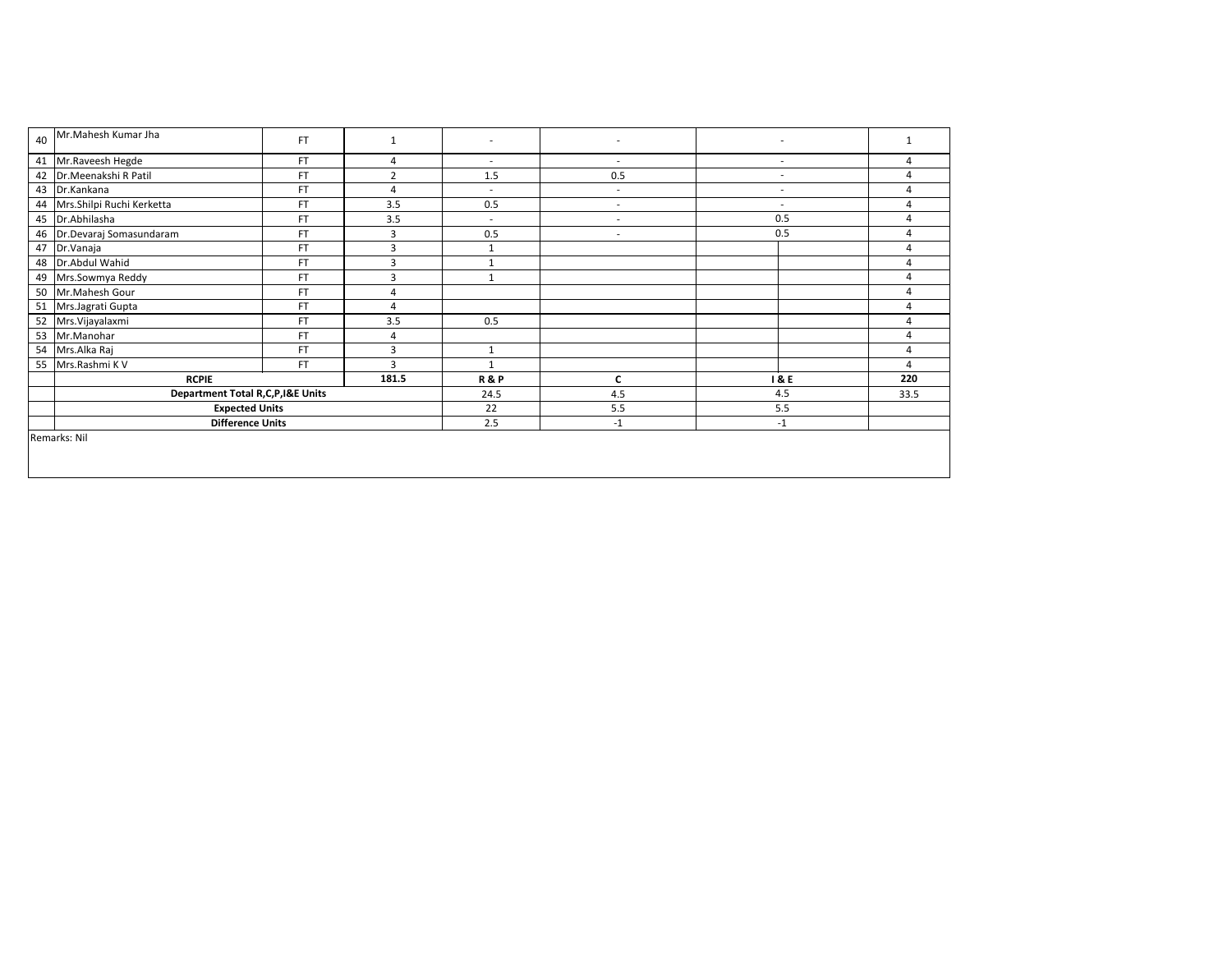| | | | | | | | |
|---|---|---|---|---|---|---|---|
| 40 | Mr.Mahesh Kumar Jha | FT | 1 | - | - | - | 1 |
| 41 | Mr.Raveesh Hegde | FT | 4 | - | - | - | 4 |
| 42 | Dr.Meenakshi R Patil | FT | 2 | 1.5 | 0.5 | - | 4 |
| 43 | Dr.Kankana | FT | 4 | - | - | - | 4 |
| 44 | Mrs.Shilpi Ruchi Kerketta | FT | 3.5 | 0.5 | - | - | 4 |
| 45 | Dr.Abhilasha | FT | 3.5 | - | - | 0.5 | 4 |
| 46 | Dr.Devaraj Somasundaram | FT | 3 | 0.5 | - | 0.5 | 4 |
| 47 | Dr.Vanaja | FT | 3 | 1 | | | 4 |
| 48 | Dr.Abdul Wahid | FT | 3 | 1 | | | 4 |
| 49 | Mrs.Sowmya Reddy | FT | 3 | 1 | | | 4 |
| 50 | Mr.Mahesh Gour | FT | 4 | | | | 4 |
| 51 | Mrs.Jagrati Gupta | FT | 4 | | | | 4 |
| 52 | Mrs.Vijayalaxmi | FT | 3.5 | 0.5 | | | 4 |
| 53 | Mr.Manohar | FT | 4 | | | | 4 |
| 54 | Mrs.Alka Raj | FT | 3 | 1 | | | 4 |
| 55 | Mrs.Rashmi K V | FT | 3 | 1 | | | 4 |
| | **RCPIE** | | **181.5** | **R & P** | **C** | **I & E** | **220** |
| | **Department Total R,C,P,I&E Units** | | | 24.5 | 4.5 | 4.5 | 33.5 |
| | **Expected Units** | | | 22 | 5.5 | 5.5 | |
| | **Difference Units** | | | 2.5 | -1 | -1 | |

Remarks: Nil